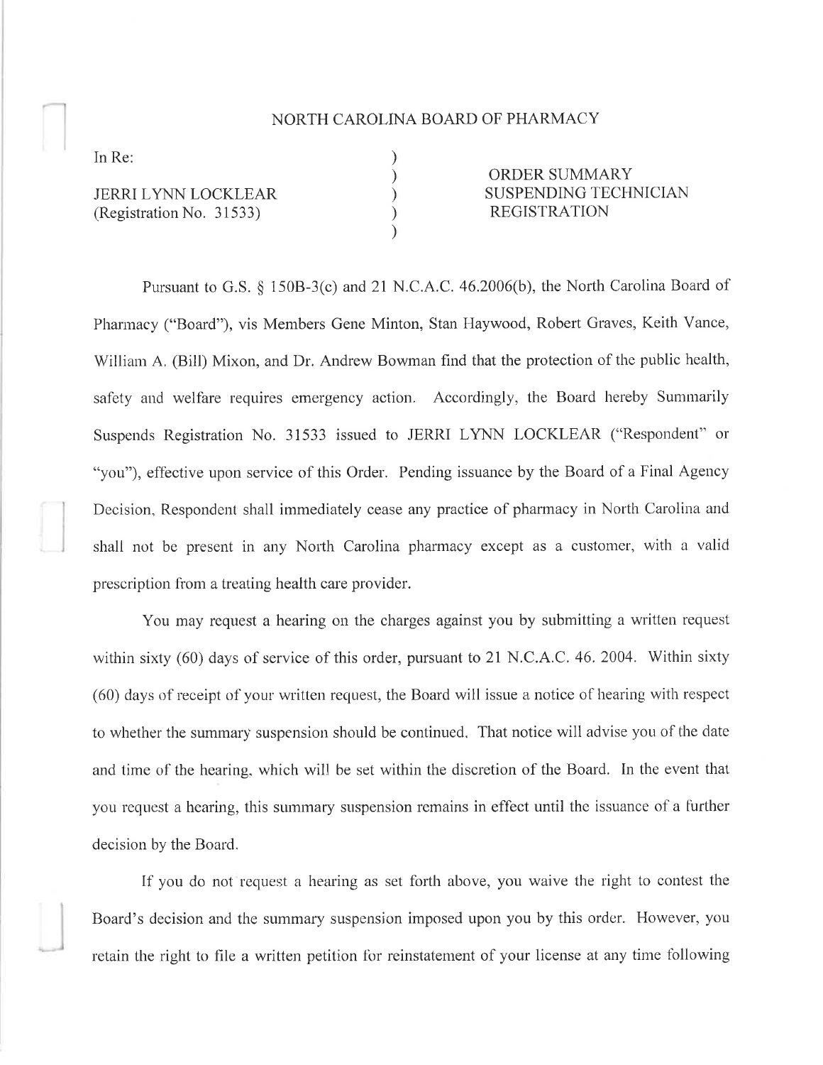# NORTH CAROLINA BOARD OF PHARMACY

| | | |
|---|---|---|
| In Re: | ) | |
| | ) | ORDER SUMMARY |
| JERRI LYNN LOCKLEAR | ) | SUSPENDING TECHNICIAN |
| (Registration No. 31533) | ) | REGISTRATION |
| | ) | |

Pursuant to G.S. § 150B-3(c) and 21 N.C.A.C. 46.2006(b), the North Carolina Board of Pharmacy ("Board"), vis Members Gene Minton, Stan Haywood, Robert Graves, Keith Vance, William A. (Bill) Mixon, and Dr. Andrew Bowman find that the protection of the public health, safety and welfare requires emergency action. Accordingly, the Board hereby Summarily Suspends Registration No. 31533 issued to JERRI LYNN LOCKLEAR ("Respondent" or "you"), effective upon service of this Order. Pending issuance by the Board of a Final Agency Decision, Respondent shall immediately cease any practice of pharmacy in North Carolina and shall not be present in any North Carolina pharmacy except as a customer, with a valid prescription from a treating health care provider.

You may request a hearing on the charges against you by submitting a written request within sixty (60) days of service of this order, pursuant to 21 N.C.A.C. 46. 2004. Within sixty (60) days of receipt of your written request, the Board will issue a notice of hearing with respect to whether the summary suspension should be continued. That notice will advise you of the date and time of the hearing, which will be set within the discretion of the Board. In the event that you request a hearing, this summary suspension remains in effect until the issuance of a further decision by the Board.

If you do not request a hearing as set forth above, you waive the right to contest the Board's decision and the summary suspension imposed upon you by this order. However, you retain the right to file a written petition for reinstatement of your license at any time following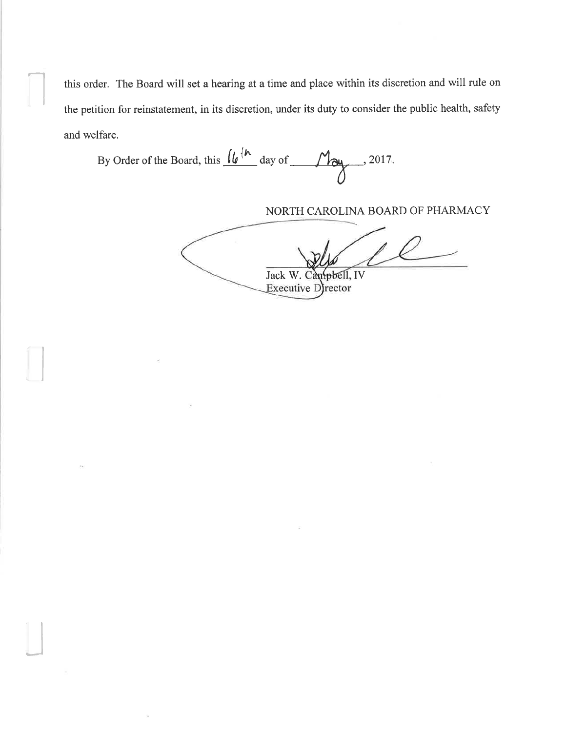this order. The Board will set a hearing at a time and place within its discretion and will rule on the petition for reinstatement, in its discretion, under its duty to consider the public health, safety and welfare.

By Order of the Board, this 16th day of May, 2017.

NORTH CAROLINA BOARD OF PHARMACY

Jack W. Campbell, IV
Executive Director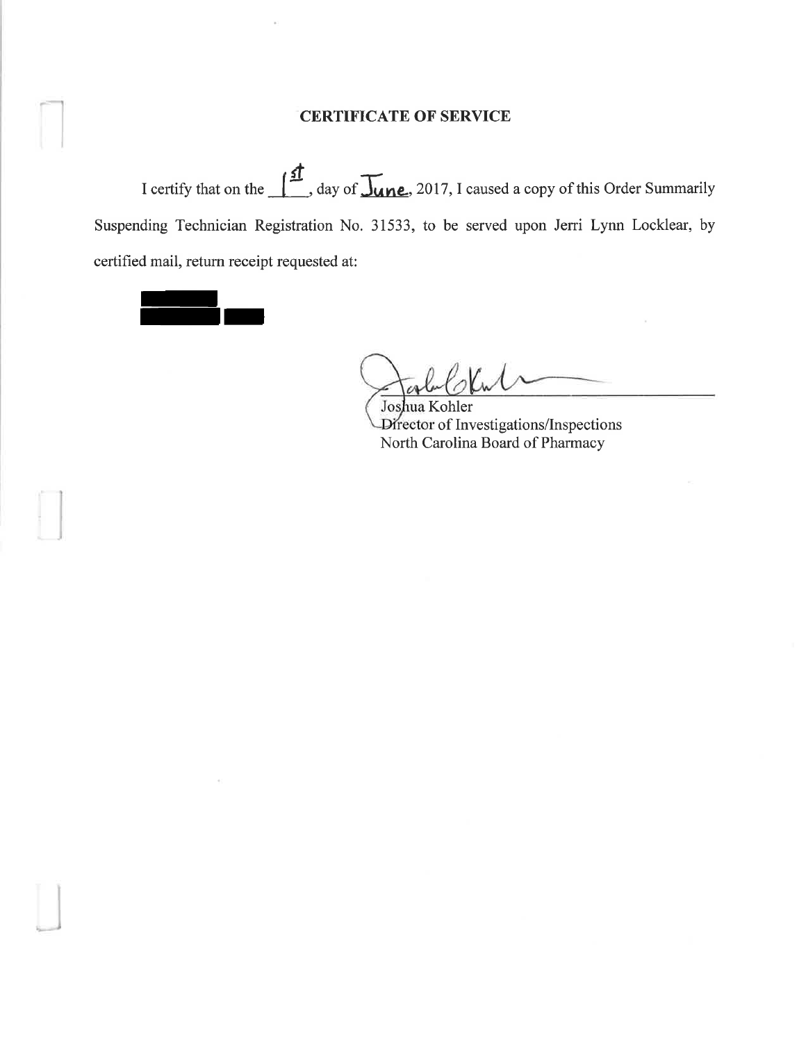## CERTIFICATE OF SERVICE

I certify that on the 1st, day of June, 2017, I caused a copy of this Order Summarily Suspending Technician Registration No. 31533, to be served upon Jerri Lynn Locklear, by certified mail, return receipt requested at:

Joshua Kohler
Director of Investigations/Inspections
North Carolina Board of Pharmacy